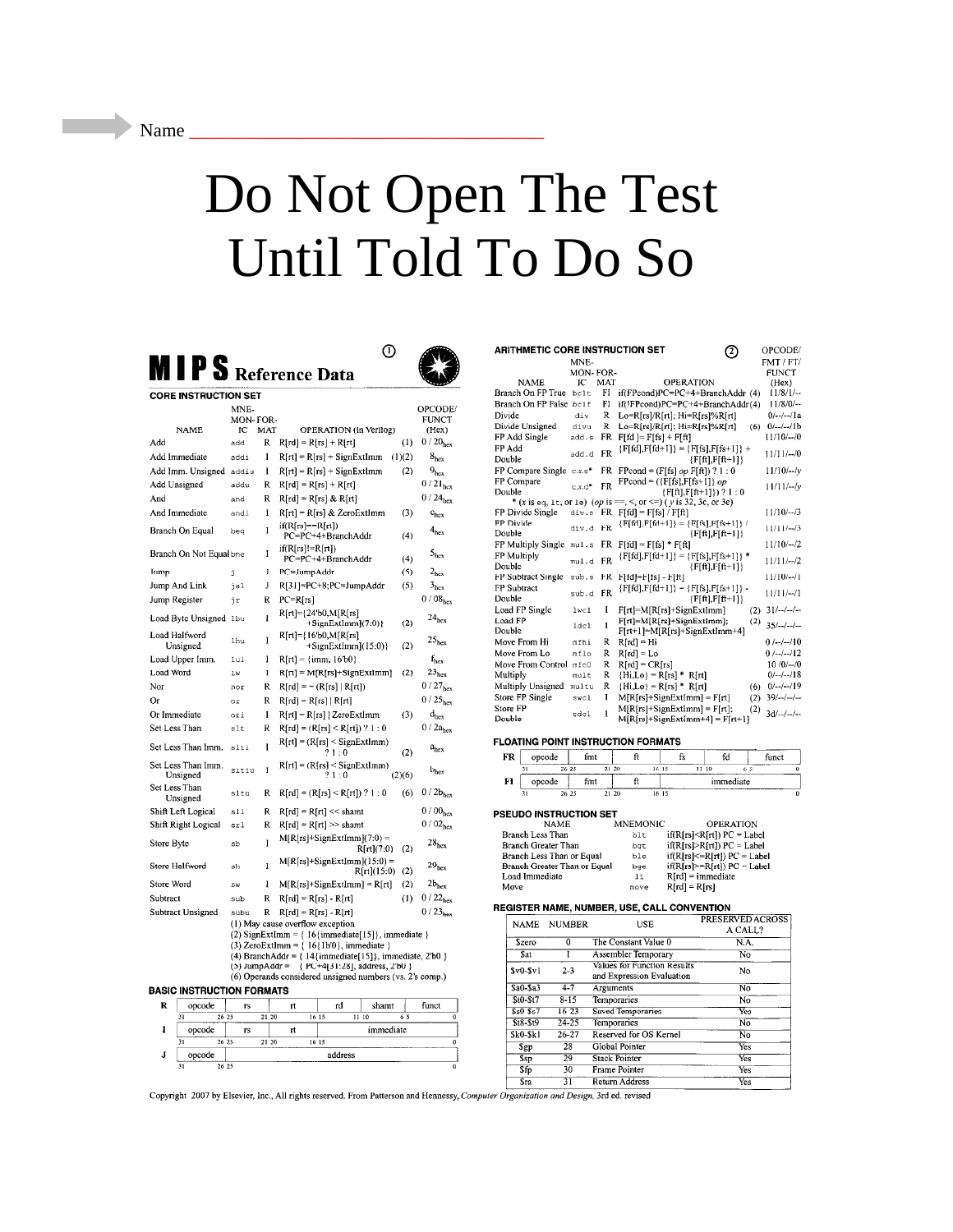Name ___________________________________

# Do Not Open The Test Until Told To Do So

# MIPS Reference Data

## CORE INSTRUCTION SET

| NAME | MNEMONIC | FORMAT | OPERATION (in Verilog) | | OPCODE/FUNCT (Hex) |
|---|---|---|---|---|---|
| Add | add | R | R[rd] = R[rs] + R[rt] | (1) | 0 / 20hex |
| Add Immediate | addi | I | R[rt] = R[rs] + SignExtImm | (1)(2) | 8hex |
| Add Imm. Unsigned | addiu | I | R[rt] = R[rs] + SignExtImm | (2) | 9hex |
| Add Unsigned | addu | R | R[rd] = R[rs] + R[rt] | | 0 / 21hex |
| And | and | R | R[rd] = R[rs] & R[rt] | | 0 / 24hex |
| And Immediate | andi | I | R[rt] = R[rs] & ZeroExtImm | (3) | chex |
| Branch On Equal | beq | I | if(R[rs]==R[rt]) PC=PC+4+BranchAddr | (4) | 4hex |
| Branch On Not Equal | bne | I | if(R[rs]!=R[rt]) PC=PC+4+BranchAddr | (4) | 5hex |
| Jump | j | J | PC=JumpAddr | (5) | 2hex |
| Jump And Link | jal | J | R[31]=PC+8;PC=JumpAddr | (5) | 3hex |
| Jump Register | jr | R | PC=R[rs] | | 0 / 08hex |
| Load Byte Unsigned | lbu | I | R[rt]={24'b0,M[R[rs]+SignExtImm](7:0)} | (2) | 24hex |
| Load Halfword Unsigned | lhu | I | R[rt]={16'b0,M[R[rs]+SignExtImm](15:0)} | (2) | 25hex |
| Load Upper Imm. | lui | I | R[rt] = {imm, 16'b0} | | fhex |
| Load Word | lw | I | R[rt] = M[R[rs]+SignExtImm] | (2) | 23hex |
| Nor | nor | R | R[rd] = ~ (R[rs] \| R[rt]) | | 0 / 27hex |
| Or | or | R | R[rd] = R[rs] \| R[rt] | | 0 / 25hex |
| Or Immediate | ori | I | R[rt] = R[rs] \| ZeroExtImm | (3) | dhex |
| Set Less Than | slt | R | R[rd] = (R[rs] < R[rt]) ? 1 : 0 | | 0 / 2ahex |
| Set Less Than Imm. | slti | I | R[rt] = (R[rs] < SignExtImm) ? 1 : 0 | (2) | ahex |
| Set Less Than Imm. Unsigned | sltiu | I | R[rt] = (R[rs] < SignExtImm) ? 1 : 0 | (2)(6) | bhex |
| Set Less Than Unsigned | sltu | R | R[rd] = (R[rs] < R[rt]) ? 1 : 0 | (6) | 0 / 2bhex |
| Shift Left Logical | sll | R | R[rd] = R[rt] << shamt | | 0 / 00hex |
| Shift Right Logical | srl | R | R[rd] = R[rt] >> shamt | | 0 / 02hex |
| Store Byte | sb | I | M[R[rs]+SignExtImm](7:0) = R[rt](7:0) | (2) | 28hex |
| Store Halfword | sh | I | M[R[rs]+SignExtImm](15:0) = R[rt](15:0) | (2) | 29hex |
| Store Word | sw | I | M[R[rs]+SignExtImm] = R[rt] | (2) | 2bhex |
| Subtract | sub | R | R[rd] = R[rs] - R[rt] | (1) | 0 / 22hex |
| Subtract Unsigned | subu | R | R[rd] = R[rs] - R[rt] | | 0 / 23hex |

(1) May cause overflow exception
(2) SignExtImm = { 16{immediate[15]}, immediate }
(3) ZeroExtImm = { 16{1b'0}, immediate }
(4) BranchAddr = { 14{immediate[15]}, immediate, 2'b0 }
(5) JumpAddr = { PC+4[31:28], address, 2'b0 }
(6) Operands considered unsigned numbers (vs. 2's comp.)

## BASIC INSTRUCTION FORMATS

| Format | Fields |
|---|---|
| R | opcode (31–26) \| rs (25–21) \| rt (20–16) \| rd (15–11) \| shamt (10–6) \| funct (5–0) |
| I | opcode (31–26) \| rs (25–21) \| rt (20–16) \| immediate (15–0) |
| J | opcode (31–26) \| address (25–0) |

## ARITHMETIC CORE INSTRUCTION SET

| NAME | MNEMONIC | FORMAT | OPERATION | | OPCODE/FMT/FT/FUNCT (Hex) |
|---|---|---|---|---|---|
| Branch On FP True | bc1t | FI | if(FPcond)PC=PC+4+BranchAddr | (4) | 11/8/1/-- |
| Branch On FP False | bc1f | FI | if(!FPcond)PC=PC+4+BranchAddr | (4) | 11/8/0/-- |
| Divide | div | R | Lo=R[rs]/R[rt]; Hi=R[rs]%R[rt] | | 0/--/--/1a |
| Divide Unsigned | divu | R | Lo=R[rs]/R[rt]; Hi=R[rs]%R[rt] | (6) | 0/--/--/1b |
| FP Add Single | add.s | FR | F[fd ]= F[fs] + F[ft] | | 11/10/--/0 |
| FP Add Double | add.d | FR | {F[fd],F[fd+1]} = {F[fs],F[fs+1]} + {F[ft],F[ft+1]} | | 11/11/--/0 |
| FP Compare Single | c.x.s* | FR | FPcond = (F[fs] op F[ft]) ? 1 : 0 | | 11/10/--/y |
| FP Compare Double | c.x.d* | FR | FPcond = ({F[fs],F[fs+1]} op {F[ft],F[ft+1]}) ? 1 : 0 | | 11/11/--/y |
| FP Divide Single | div.s | FR | F[fd] = F[fs] / F[ft] | | 11/10/--/3 |
| FP Divide Double | div.d | FR | {F[fd],F[fd+1]} = {F[fs],F[fs+1]} / {F[ft],F[ft+1]} | | 11/11/--/3 |
| FP Multiply Single | mul.s | FR | F[fd] = F[fs] * F[ft] | | 11/10/--/2 |
| FP Multiply Double | mul.d | FR | {F[fd],F[fd+1]} = {F[fs],F[fs+1]} * {F[ft],F[ft+1]} | | 11/11/--/2 |
| FP Subtract Single | sub.s | FR | F[fd]=F[fs] - F[ft] | | 11/10/--/1 |
| FP Subtract Double | sub.d | FR | {F[fd],F[fd+1]} = {F[fs],F[fs+1]} - {F[ft],F[ft+1]} | | 11/11/--/1 |
| Load FP Single | lwc1 | I | F[rt]=M[R[rs]+SignExtImm] | (2) | 31/--/--/-- |
| Load FP Double | ldc1 | I | F[rt]=M[R[rs]+SignExtImm]; F[rt+1]=M[R[rs]+SignExtImm+4] | (2) | 35/--/--/-- |
| Move From Hi | mfhi | R | R[rd] = Hi | | 0 /--/--/10 |
| Move From Lo | mflo | R | R[rd] = Lo | | 0 /--/--/12 |
| Move From Control | mfc0 | R | R[rd] = CR[rs] | | 10 /0/--/0 |
| Multiply | mult | R | {Hi,Lo} = R[rs] * R[rt] | | 0/--/--/18 |
| Multiply Unsigned | multu | R | {Hi,Lo} = R[rs] * R[rt] | (6) | 0/--/--/19 |
| Store FP Single | swc1 | I | M[R[rs]+SignExtImm] = F[rt] | (2) | 39/--/--/-- |
| Store FP Double | sdc1 | I | M[R[rs]+SignExtImm] = F[rt]; M[R[rs]+SignExtImm+4] = F[rt+1] | (2) | 3d/--/--/-- |

\* (x is eq, lt, or le) (op is ==, <, or <=) ( y is 32, 3c, or 3e)

## FLOATING POINT INSTRUCTION FORMATS

| Format | Fields |
|---|---|
| FR | opcode (31–26) \| fmt (25–21) \| ft (20–16) \| fs (15–11) \| fd (10–6) \| funct (5–0) |
| FI | opcode (31–26) \| fmt (25–21) \| ft (20–16) \| immediate (15–0) |

## PSEUDO INSTRUCTION SET

| NAME | MNEMONIC | OPERATION |
|---|---|---|
| Branch Less Than | blt | if(R[rs]<R[rt]) PC = Label |
| Branch Greater Than | bgt | if(R[rs]>R[rt]) PC = Label |
| Branch Less Than or Equal | ble | if(R[rs]<=R[rt]) PC = Label |
| Branch Greater Than or Equal | bge | if(R[rs]>=R[rt]) PC = Label |
| Load Immediate | li | R[rd] = immediate |
| Move | move | R[rd] = R[rs] |

## REGISTER NAME, NUMBER, USE, CALL CONVENTION

| NAME | NUMBER | USE | PRESERVED ACROSS A CALL? |
|---|---|---|---|
| $zero | 0 | The Constant Value 0 | N.A. |
| $at | 1 | Assembler Temporary | No |
| $v0-$v1 | 2-3 | Values for Function Results and Expression Evaluation | No |
| $a0-$a3 | 4-7 | Arguments | No |
| $t0-$t7 | 8-15 | Temporaries | No |
| $s0-$s7 | 16-23 | Saved Temporaries | Yes |
| $t8-$t9 | 24-25 | Temporaries | No |
| $k0-$k1 | 26-27 | Reserved for OS Kernel | No |
| $gp | 28 | Global Pointer | Yes |
| $sp | 29 | Stack Pointer | Yes |
| $fp | 30 | Frame Pointer | Yes |
| $ra | 31 | Return Address | Yes |

Copyright 2007 by Elsevier, Inc., All rights reserved. From Patterson and Hennessy, *Computer Organization and Design*, 3rd ed. revised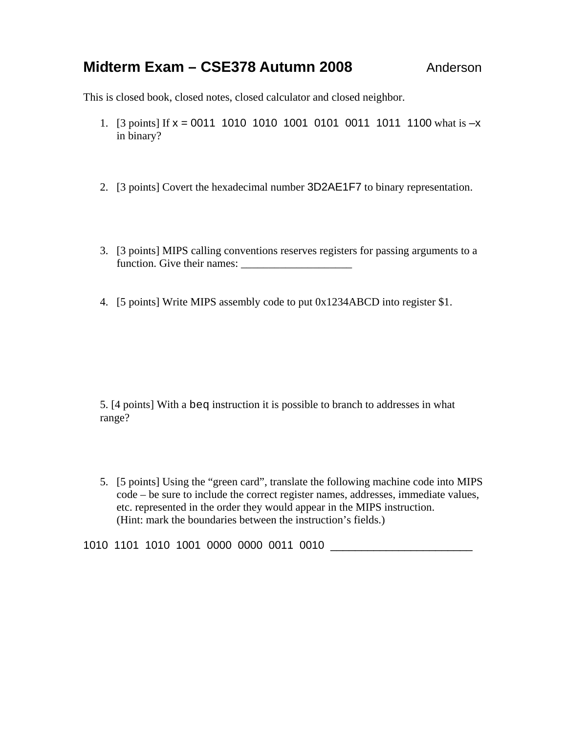# Midterm Exam – CSE378 Autumn 2008 — Anderson

This is closed book, closed notes, closed calculator and closed neighbor.

1. [3 points] If x = 0011 1010 1010 1001 0101 0011 1011 1100 what is –x in binary?

2. [3 points] Covert the hexadecimal number 3D2AE1F7 to binary representation.

3. [3 points] MIPS calling conventions reserves registers for passing arguments to a function. Give their names: ____________________

4. [5 points] Write MIPS assembly code to put 0x1234ABCD into register $1.

5. [4 points] With a beq instruction it is possible to branch to addresses in what range?

5. [5 points] Using the "green card", translate the following machine code into MIPS code – be sure to include the correct register names, addresses, immediate values, etc. represented in the order they would appear in the MIPS instruction.
   (Hint: mark the boundaries between the instruction's fields.)

1010 1101 1010 1001 0000 0000 0011 0010 ________________________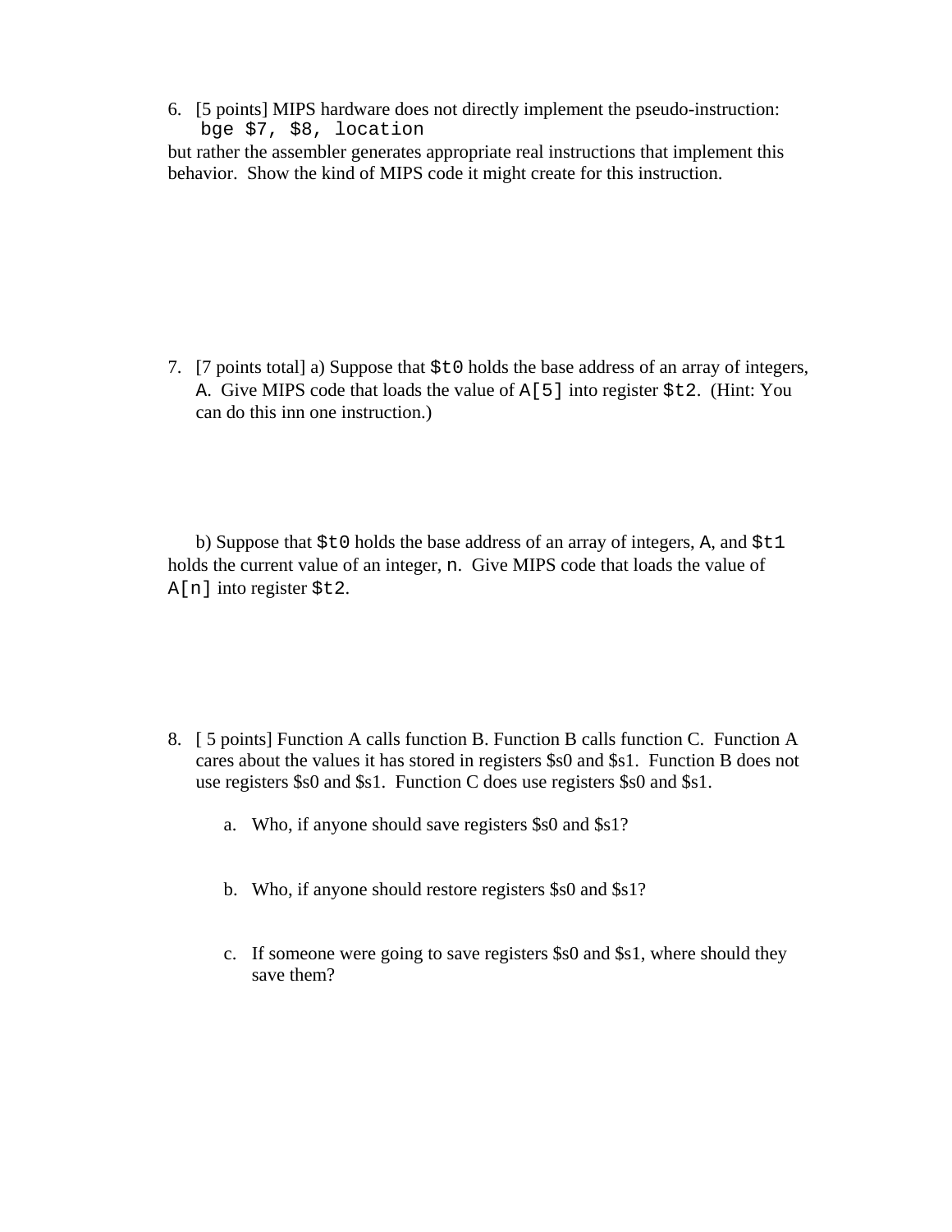6. [5 points] MIPS hardware does not directly implement the pseudo-instruction:

```
bge $7, $8, location
```

but rather the assembler generates appropriate real instructions that implement this behavior. Show the kind of MIPS code it might create for this instruction.

7. [7 points total] a) Suppose that `$t0` holds the base address of an array of integers, `A`. Give MIPS code that loads the value of `A[5]` into register `$t2`. (Hint: You can do this inn one instruction.)

   b) Suppose that `$t0` holds the base address of an array of integers, `A`, and `$t1` holds the current value of an integer, `n`. Give MIPS code that loads the value of `A[n]` into register `$t2`.

8. [ 5 points] Function A calls function B. Function B calls function C. Function A cares about the values it has stored in registers $s0 and $s1. Function B does not use registers $s0 and $s1. Function C does use registers $s0 and $s1.

   a. Who, if anyone should save registers $s0 and $s1?

   b. Who, if anyone should restore registers $s0 and $s1?

   c. If someone were going to save registers $s0 and $s1, where should they save them?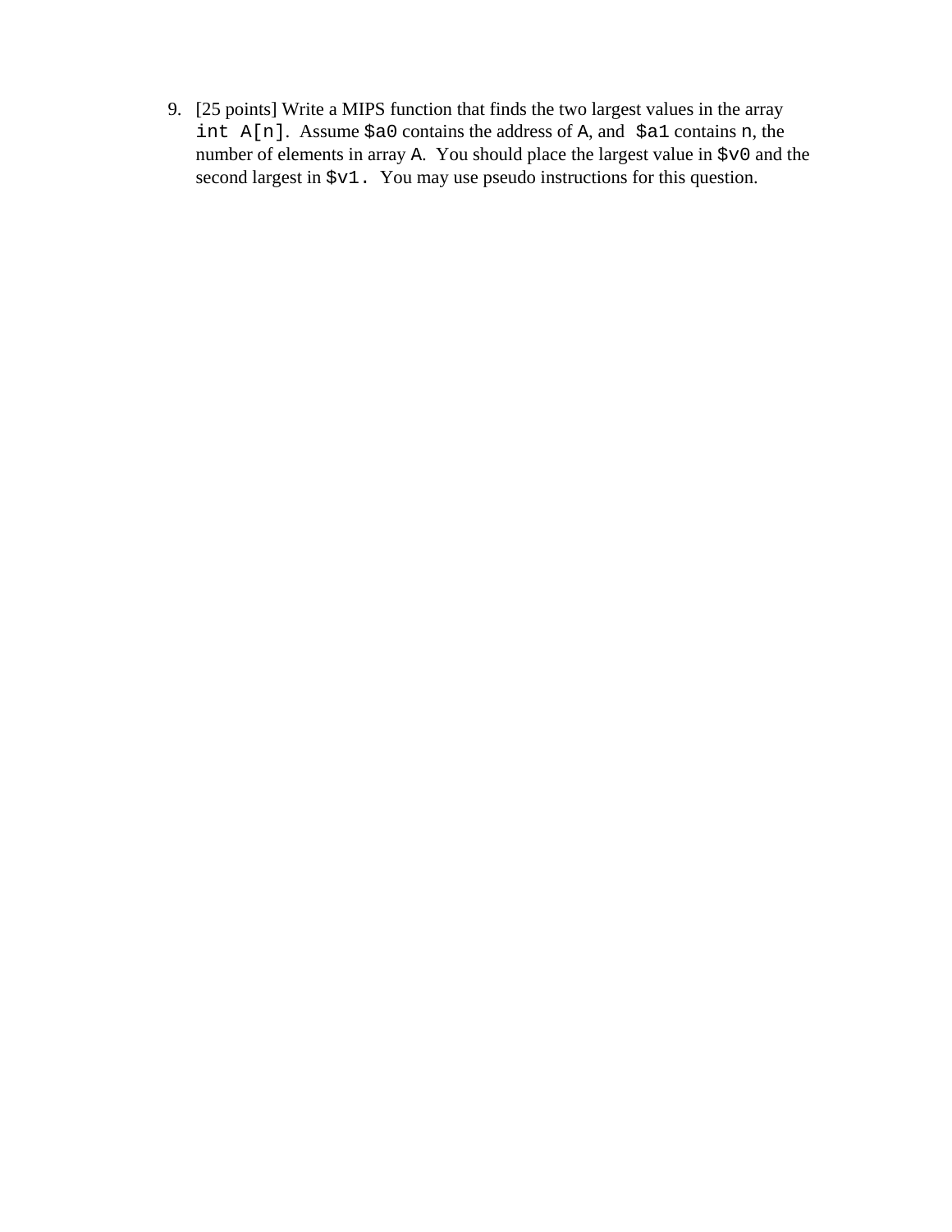9. [25 points] Write a MIPS function that finds the two largest values in the array `int A[n]`. Assume `$a0` contains the address of `A`, and `$a1` contains `n`, the number of elements in array `A`. You should place the largest value in `$v0` and the second largest in `$v1.` You may use pseudo instructions for this question.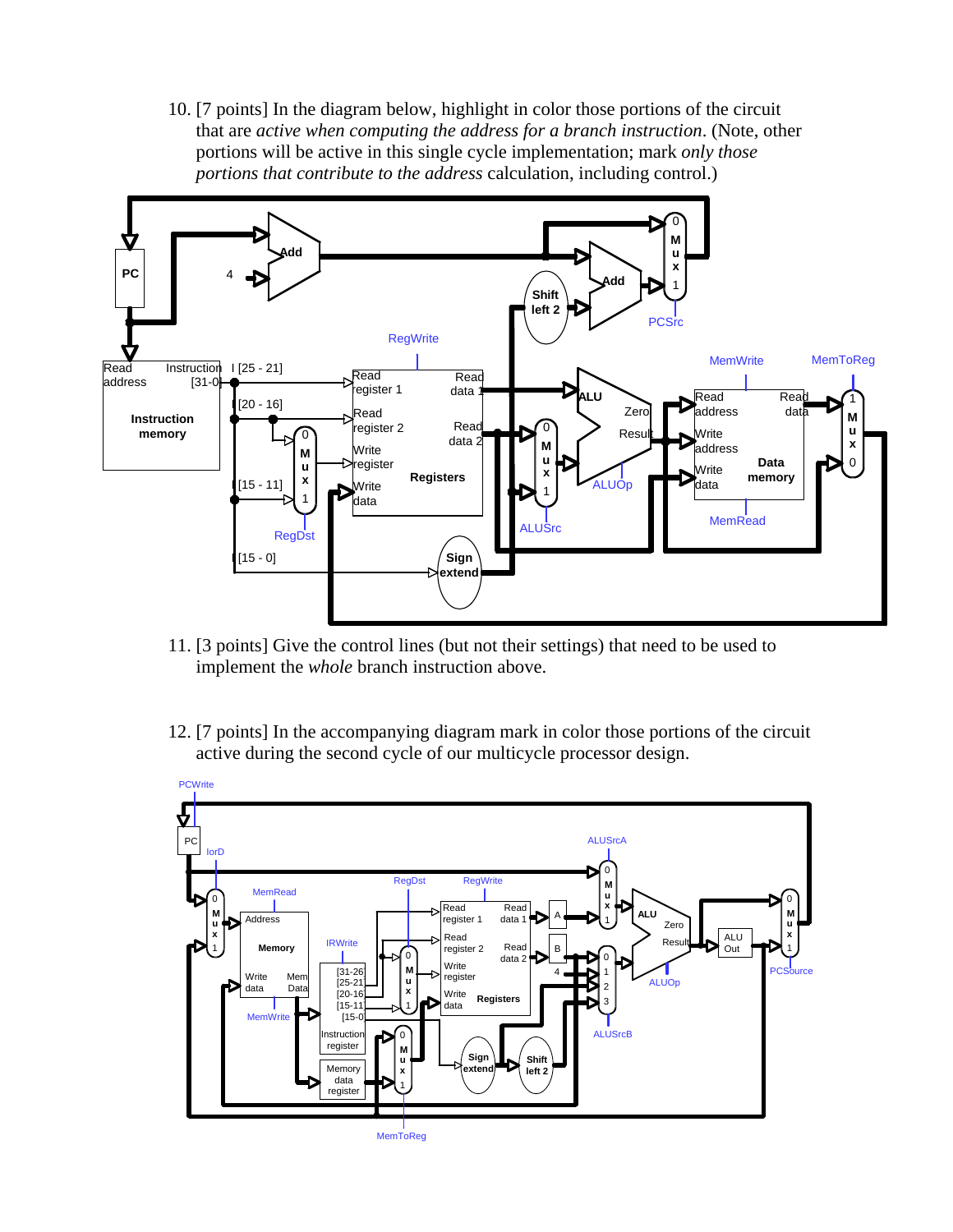10. [7 points] In the diagram below, highlight in color those portions of the circuit that are *active when computing the address for a branch instruction*. (Note, other portions will be active in this single cycle implementation; mark *only those portions that contribute to the address* calculation, including control.)

11. [3 points] Give the control lines (but not their settings) that need to be used to implement the *whole* branch instruction above.

12. [7 points] In the accompanying diagram mark in color those portions of the circuit active during the second cycle of our multicycle processor design.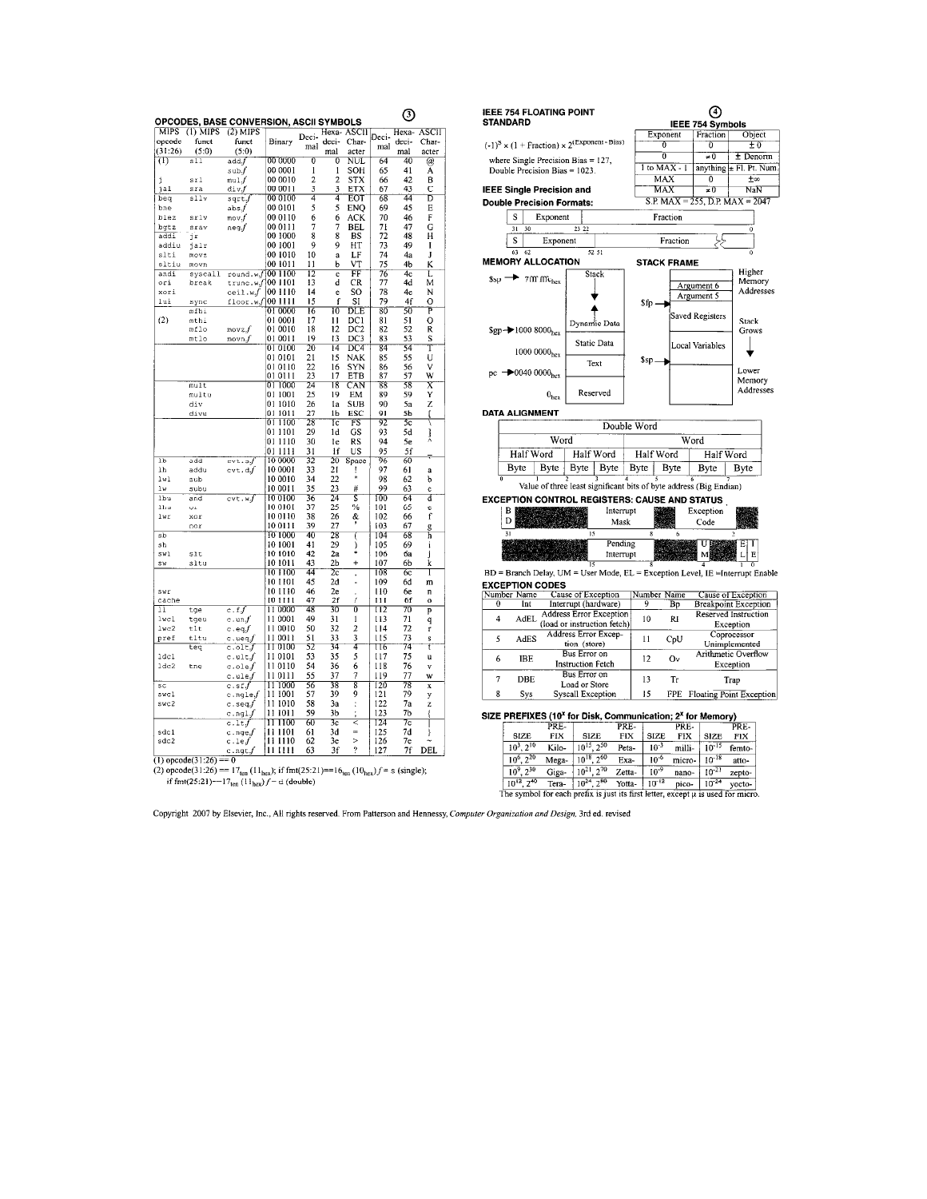## OPCODES, BASE CONVERSION, ASCII SYMBOLS

| MIPS opcode (31:26) | (1) MIPS funct (5:0) | (2) MIPS funct (5:0) | Binary | Deci-mal | Hexa-deci-mal | ASCII Char-acter | Deci-mal | Hexa-deci-mal | ASCII Char-acter |
|---|---|---|---|---|---|---|---|---|---|
| (1) | sll | add.f | 00 0000 | 0 | 0 | NUL | 64 | 40 | @ |
| | | sub.f | 00 0001 | 1 | 1 | SOH | 65 | 41 | A |
| j | srl | mul.f | 00 0010 | 2 | 2 | STX | 66 | 42 | B |
| jal | sra | div.f | 00 0011 | 3 | 3 | ETX | 67 | 43 | C |
| beq | sllv | sqrt.f | 00 0100 | 4 | 4 | EOT | 68 | 44 | D |
| bne | | abs.f | 00 0101 | 5 | 5 | ENQ | 69 | 45 | E |
| blez | srlv | mov.f | 00 0110 | 6 | 6 | ACK | 70 | 46 | F |
| bgtz | srav | neg.f | 00 0111 | 7 | 7 | BEL | 71 | 47 | G |
| addi | jr | | 00 1000 | 8 | 8 | BS | 72 | 48 | H |
| addiu | jalr | | 00 1001 | 9 | 9 | HT | 73 | 49 | I |
| slti | movz | | 00 1010 | 10 | a | LF | 74 | 4a | J |
| sltiu | movn | | 00 1011 | 11 | b | VT | 75 | 4b | K |
| andi | syscall | round.w.f | 00 1100 | 12 | c | FF | 76 | 4c | L |
| ori | break | trunc.w.f | 00 1101 | 13 | d | CR | 77 | 4d | M |
| xori | | ceil.w.f | 00 1110 | 14 | e | SO | 78 | 4e | N |
| lui | sync | floor.w.f | 00 1111 | 15 | f | SI | 79 | 4f | O |
| | mfhi | | 01 0000 | 16 | 10 | DLE | 80 | 50 | P |
| (2) | mthi | | 01 0001 | 17 | 11 | DC1 | 81 | 51 | Q |
| | mflo | movz.f | 01 0010 | 18 | 12 | DC2 | 82 | 52 | R |
| | mtlo | movn.f | 01 0011 | 19 | 13 | DC3 | 83 | 53 | S |
| | | | 01 0100 | 20 | 14 | DC4 | 84 | 54 | T |
| | | | 01 0101 | 21 | 15 | NAK | 85 | 55 | U |
| | | | 01 0110 | 22 | 16 | SYN | 86 | 56 | V |
| | | | 01 0111 | 23 | 17 | ETB | 87 | 57 | W |
| | mult | | 01 1000 | 24 | 18 | CAN | 88 | 58 | X |
| | multu | | 01 1001 | 25 | 19 | EM | 89 | 59 | Y |
| | div | | 01 1010 | 26 | 1a | SUB | 90 | 5a | Z |
| | divu | | 01 1011 | 27 | 1b | ESC | 91 | 5b | [ |
| | | | 01 1100 | 28 | 1c | FS | 92 | 5c | \ |
| | | | 01 1101 | 29 | 1d | GS | 93 | 5d | ] |
| | | | 01 1110 | 30 | 1e | RS | 94 | 5e | ^ |
| | | | 01 1111 | 31 | 1f | US | 95 | 5f | _ |
| lb | add | cvt.s.f | 10 0000 | 32 | 20 | Space | 96 | 60 | ` |
| lh | addu | cvt.d.f | 10 0001 | 33 | 21 | ! | 97 | 61 | a |
| lwl | sub | | 10 0010 | 34 | 22 | " | 98 | 62 | b |
| lw | subu | | 10 0011 | 35 | 23 | # | 99 | 63 | c |
| lbu | and | cvt.w.f | 10 0100 | 36 | 24 | $ | 100 | 64 | d |
| lhu | or | | 10 0101 | 37 | 25 | % | 101 | 65 | e |
| lwr | xor | | 10 0110 | 38 | 26 | & | 102 | 66 | f |
| | nor | | 10 0111 | 39 | 27 | ' | 103 | 67 | g |
| sb | | | 10 1000 | 40 | 28 | ( | 104 | 68 | h |
| sh | | | 10 1001 | 41 | 29 | ) | 105 | 69 | i |
| swl | slt | | 10 1010 | 42 | 2a | * | 106 | 6a | j |
| sw | sltu | | 10 1011 | 43 | 2b | + | 107 | 6b | k |
| | | | 10 1100 | 44 | 2c | , | 108 | 6c | l |
| | | | 10 1101 | 45 | 2d | - | 109 | 6d | m |
| swr | | | 10 1110 | 46 | 2e | . | 110 | 6e | n |
| cache | | | 10 1111 | 47 | 2f | / | 111 | 6f | o |
| ll | tge | c.f.f | 11 0000 | 48 | 30 | 0 | 112 | 70 | p |
| lwc1 | tgeu | c.un.f | 11 0001 | 49 | 31 | 1 | 113 | 71 | q |
| lwc2 | tlt | c.eq.f | 11 0010 | 50 | 32 | 2 | 114 | 72 | r |
| pref | tltu | c.ueq.f | 11 0011 | 51 | 33 | 3 | 115 | 73 | s |
| | teq | c.olt.f | 11 0100 | 52 | 34 | 4 | 116 | 74 | t |
| ldc1 | | c.ult.f | 11 0101 | 53 | 35 | 5 | 117 | 75 | u |
| ldc2 | tne | c.ole.f | 11 0110 | 54 | 36 | 6 | 118 | 76 | v |
| | | c.ule.f | 11 0111 | 55 | 37 | 7 | 119 | 77 | w |
| sc | | c.sf.f | 11 1000 | 56 | 38 | 8 | 120 | 78 | x |
| swc1 | | c.ngle.f | 11 1001 | 57 | 39 | 9 | 121 | 79 | y |
| swc2 | | c.seq.f | 11 1010 | 58 | 3a | : | 122 | 7a | z |
| | | c.ngl.f | 11 1011 | 59 | 3b | ; | 123 | 7b | { |
| | | c.lt.f | 11 1100 | 60 | 3c | < | 124 | 7c | \| |
| sdc1 | | c.nge.f | 11 1101 | 61 | 3d | = | 125 | 7d | } |
| sdc2 | | c.le.f | 11 1110 | 62 | 3e | > | 126 | 7e | ~ |
| | | c.ngt.f | 11 1111 | 63 | 3f | ? | 127 | 7f | DEL |

(1) opcode(31:26) == 0

(2) opcode(31:26) == $17_{ten}$ ($11_{hex}$); if fmt(25:21)==$16_{ten}$ ($10_{hex}$) f = s (single); if fmt(25:21)==$17_{ten}$ ($11_{hex}$) f = d (double)

## IEEE 754 FLOATING POINT STANDARD

$$(-1)^S \times (1 + \text{Fraction}) \times 2^{(\text{Exponent} - \text{Bias})}$$

where Single Precision Bias = 127, Double Precision Bias = 1023.

### IEEE 754 Symbols

| Exponent | Fraction | Object |
|---|---|---|
| 0 | 0 | ± 0 |
| 0 | ≠0 | ± Denorm |
| 1 to MAX - 1 | anything | ± Fl. Pt. Num. |
| MAX | 0 | ±∞ |
| MAX | ≠0 | NaN |

S.P. MAX = 255, D.P. MAX = 2047

### IEEE Single Precision and Double Precision Formats:

| S | Exponent | Fraction |
|---|---|---|
| 31 | 30 — 23 | 22 — 0 |

| S | Exponent | Fraction |
|---|---|---|
| 63 | 62 — 52 | 51 — 0 |

### MEMORY ALLOCATION

$sp → 7fff fffc$_{hex}$: Stack

Dynamic Data

$gp → 1000 8000$_{hex}$

1000 0000$_{hex}$: Static Data

Text

pc → 0040 0000$_{hex}$

0$_{hex}$: Reserved

### STACK FRAME

Higher Memory Addresses

Argument 6

Argument 5

$fp →

Saved Registers

Local Variables

$sp →

Stack Grows

Lower Memory Addresses

### DATA ALIGNMENT

| Double Word | | | | | | | |
|---|---|---|---|---|---|---|---|
| Word | | | | Word | | | |
| Half Word | | Half Word | | Half Word | | Half Word | |
| Byte | Byte | Byte | Byte | Byte | Byte | Byte | Byte |
| 0 | 1 | 2 | 3 | 4 | 5 | 6 | 7 |

Value of three least significant bits of byte address (Big Endian)

### EXCEPTION CONTROL REGISTERS: CAUSE AND STATUS

Cause: B D (31) | Interrupt Mask (15–8) | Exception Code (6–2)

Status: Pending Interrupt (15–8) | U M (4) | E L (1) | I E (0)

BD = Branch Delay, UM = User Mode, EL = Exception Level, IE = Interrupt Enable

### EXCEPTION CODES

| Number | Name | Cause of Exception | Number | Name | Cause of Exception |
|---|---|---|---|---|---|
| 0 | Int | Interrupt (hardware) | 9 | Bp | Breakpoint Exception |
| 4 | AdEL | Address Error Exception (load or instruction fetch) | 10 | RI | Reserved Instruction Exception |
| 5 | AdES | Address Error Exception (store) | 11 | CpU | Coprocessor Unimplemented |
| 6 | IBE | Bus Error on Instruction Fetch | 12 | Ov | Arithmetic Overflow Exception |
| 7 | DBE | Bus Error on Load or Store | 13 | Tr | Trap |
| 8 | Sys | Syscall Exception | 15 | FPE | Floating Point Exception |

### SIZE PREFIXES ($10^x$ for Disk, Communication; $2^x$ for Memory)

| SIZE | PRE-FIX | SIZE | PRE-FIX | SIZE | PRE-FIX | SIZE | PRE-FIX |
|---|---|---|---|---|---|---|---|
| $10^3, 2^{10}$ | Kilo- | $10^{15}, 2^{50}$ | Peta- | $10^{-3}$ | milli- | $10^{-15}$ | femto- |
| $10^6, 2^{20}$ | Mega- | $10^{18}, 2^{60}$ | Exa- | $10^{-6}$ | micro- | $10^{-18}$ | atto- |
| $10^9, 2^{30}$ | Giga- | $10^{21}, 2^{70}$ | Zetta- | $10^{-9}$ | nano- | $10^{-21}$ | zepto- |
| $10^{12}, 2^{40}$ | Tera- | $10^{24}, 2^{80}$ | Yotta- | $10^{-12}$ | pico- | $10^{-24}$ | yocto- |

The symbol for each prefix is just its first letter, except μ is used for micro.

Copyright 2007 by Elsevier, Inc., All rights reserved. From Patterson and Hennessy, *Computer Organization and Design*, 3rd ed. revised